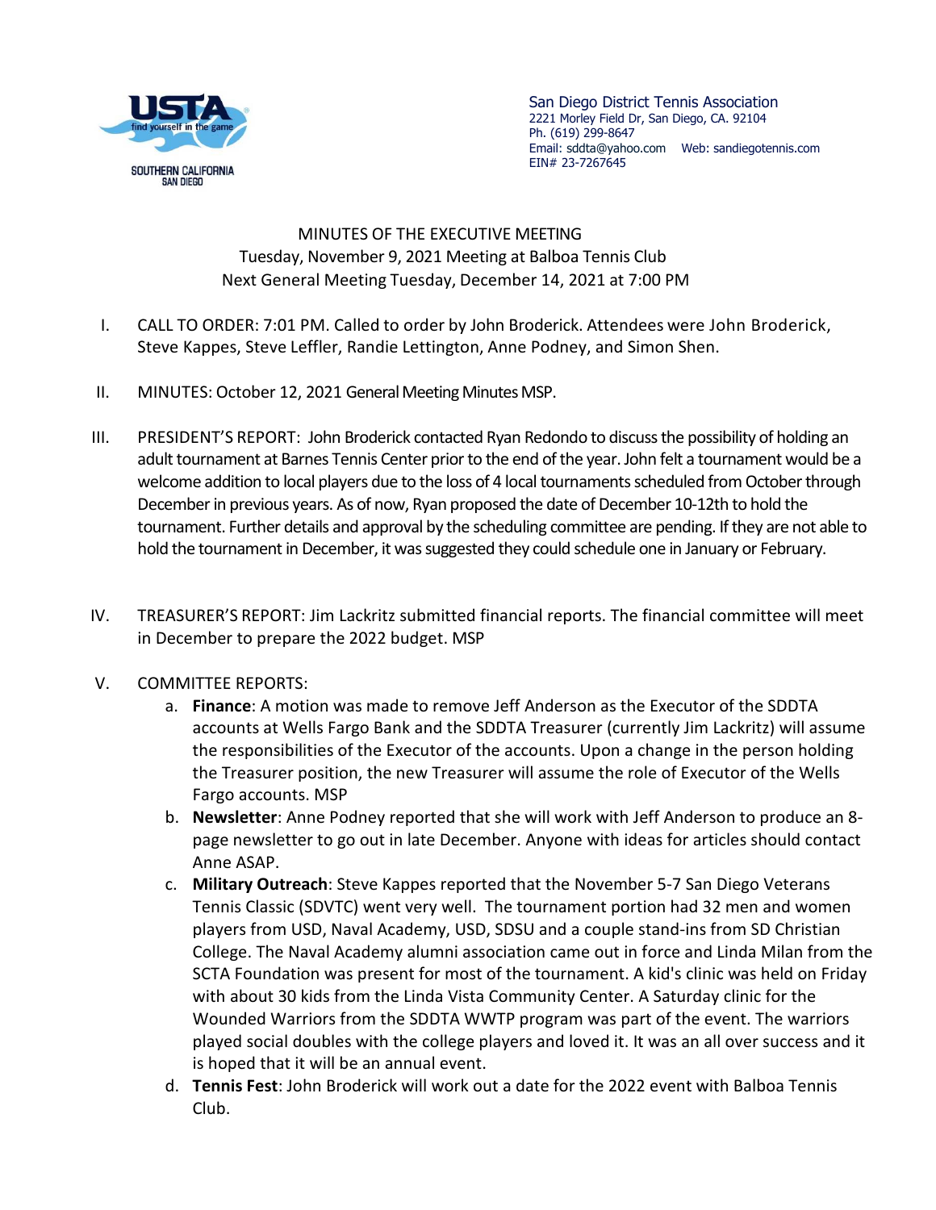San Diego District Tennis Association
2221 Morley Field Dr, San Diego, CA. 92104
Ph. (619) 299-8647
Email: sddta@yahoo.com Web: sandiegotennis.com
EIN# 23-7267645

MINUTES OF THE EXECUTIVE MEETING
Tuesday, November 9, 2021 Meeting at Balboa Tennis Club
Next General Meeting Tuesday, December 14, 2021 at 7:00 PM

I. CALL TO ORDER: 7:01 PM. Called to order by John Broderick. Attendees were John Broderick, Steve Kappes, Steve Leffler, Randie Lettington, Anne Podney, and Simon Shen.

II. MINUTES: October 12, 2021 General Meeting Minutes MSP.

III. PRESIDENT'S REPORT: John Broderick contacted Ryan Redondo to discuss the possibility of holding an adult tournament at Barnes Tennis Center prior to the end of the year. John felt a tournament would be a welcome addition to local players due to the loss of 4 local tournaments scheduled from October through December in previous years. As of now, Ryan proposed the date of December 10-12th to hold the tournament. Further details and approval by the scheduling committee are pending. If they are not able to hold the tournament in December, it was suggested they could schedule one in January or February.

IV. TREASURER'S REPORT: Jim Lackritz submitted financial reports. The financial committee will meet in December to prepare the 2022 budget. MSP

V. COMMITTEE REPORTS:
   a. **Finance**: A motion was made to remove Jeff Anderson as the Executor of the SDDTA accounts at Wells Fargo Bank and the SDDTA Treasurer (currently Jim Lackritz) will assume the responsibilities of the Executor of the accounts. Upon a change in the person holding the Treasurer position, the new Treasurer will assume the role of Executor of the Wells Fargo accounts. MSP
   b. **Newsletter**: Anne Podney reported that she will work with Jeff Anderson to produce an 8-page newsletter to go out in late December. Anyone with ideas for articles should contact Anne ASAP.
   c. **Military Outreach**: Steve Kappes reported that the November 5-7 San Diego Veterans Tennis Classic (SDVTC) went very well. The tournament portion had 32 men and women players from USD, Naval Academy, USD, SDSU and a couple stand-ins from SD Christian College. The Naval Academy alumni association came out in force and Linda Milan from the SCTA Foundation was present for most of the tournament. A kid's clinic was held on Friday with about 30 kids from the Linda Vista Community Center. A Saturday clinic for the Wounded Warriors from the SDDTA WWTP program was part of the event. The warriors played social doubles with the college players and loved it. It was an all over success and it is hoped that it will be an annual event.
   d. **Tennis Fest**: John Broderick will work out a date for the 2022 event with Balboa Tennis Club.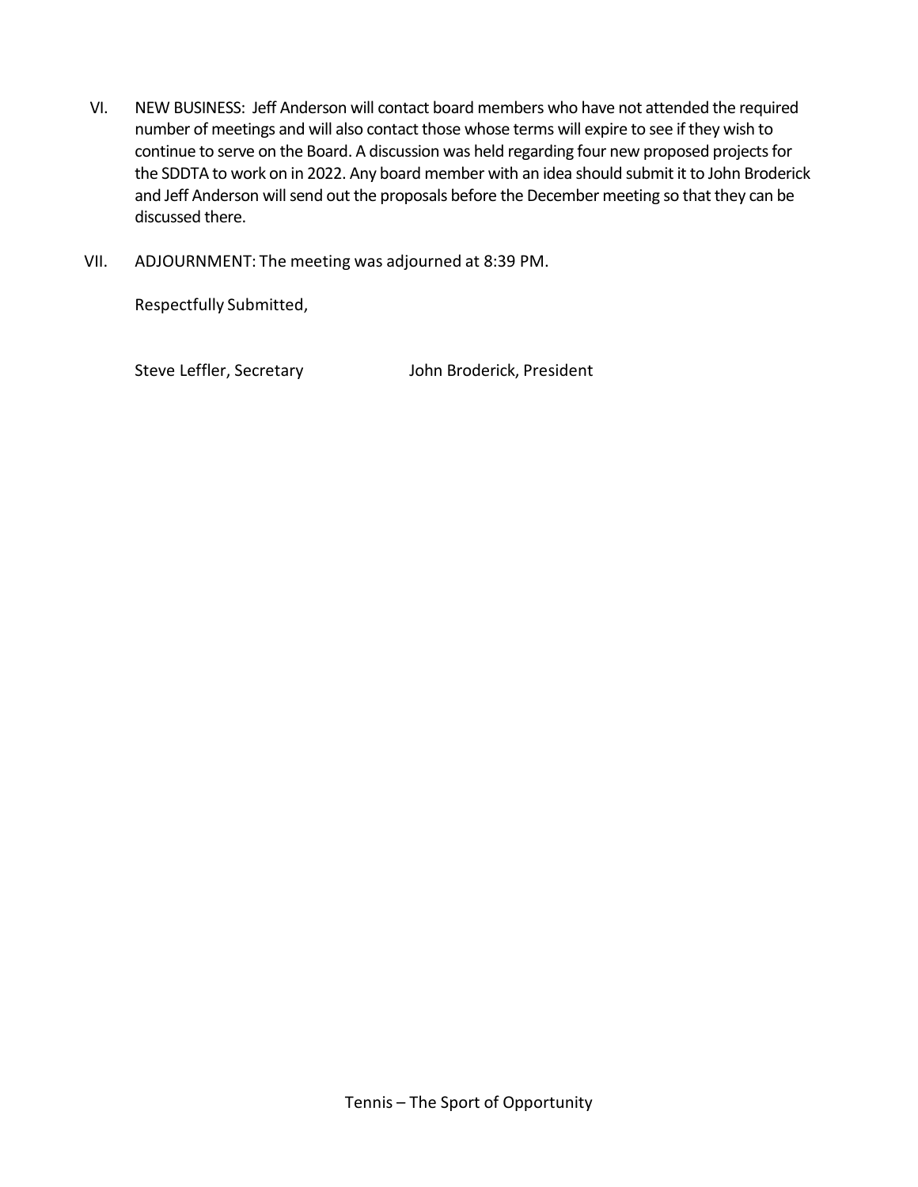VI. NEW BUSINESS: Jeff Anderson will contact board members who have not attended the required number of meetings and will also contact those whose terms will expire to see if they wish to continue to serve on the Board. A discussion was held regarding four new proposed projects for the SDDTA to work on in 2022. Any board member with an idea should submit it to John Broderick and Jeff Anderson will send out the proposals before the December meeting so that they can be discussed there.

VII. ADJOURNMENT: The meeting was adjourned at 8:39 PM.

Respectfully Submitted,

Steve Leffler, Secretary        John Broderick, President

Tennis – The Sport of Opportunity